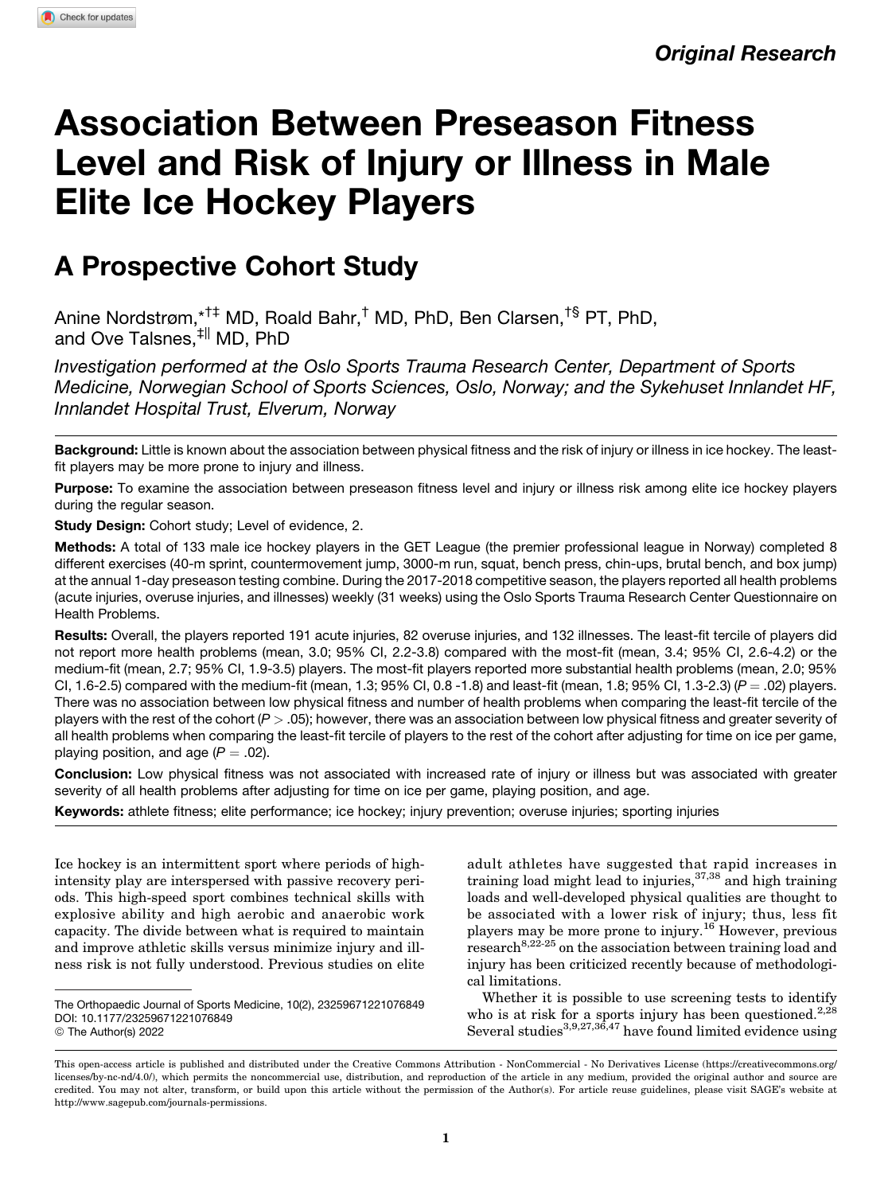Original Research

# Association Between Preseason Fitness Level and Risk of Injury or Illness in Male Elite Ice Hockey Players

## A Prospective Cohort Study

Anine Nordstrøm,[*†‡] MD, Roald Bahr,[†] MD, PhD, Ben Clarsen,[†§] PT, PhD, and Ove Talsnes,[‡||] MD, PhD

*Investigation performed at the Oslo Sports Trauma Research Center, Department of Sports Medicine, Norwegian School of Sports Sciences, Oslo, Norway; and the Sykehuset Innlandet HF, Innlandet Hospital Trust, Elverum, Norway*

**Background:** Little is known about the association between physical fitness and the risk of injury or illness in ice hockey. The least-fit players may be more prone to injury and illness.

**Purpose:** To examine the association between preseason fitness level and injury or illness risk among elite ice hockey players during the regular season.

**Study Design:** Cohort study; Level of evidence, 2.

**Methods:** A total of 133 male ice hockey players in the GET League (the premier professional league in Norway) completed 8 different exercises (40-m sprint, countermovement jump, 3000-m run, squat, bench press, chin-ups, brutal bench, and box jump) at the annual 1-day preseason testing combine. During the 2017-2018 competitive season, the players reported all health problems (acute injuries, overuse injuries, and illnesses) weekly (31 weeks) using the Oslo Sports Trauma Research Center Questionnaire on Health Problems.

**Results:** Overall, the players reported 191 acute injuries, 82 overuse injuries, and 132 illnesses. The least-fit tercile of players did not report more health problems (mean, 3.0; 95% CI, 2.2-3.8) compared with the most-fit (mean, 3.4; 95% CI, 2.6-4.2) or the medium-fit (mean, 2.7; 95% CI, 1.9-3.5) players. The most-fit players reported more substantial health problems (mean, 2.0; 95% CI, 1.6-2.5) compared with the medium-fit (mean, 1.3; 95% CI, 0.8 -1.8) and least-fit (mean, 1.8; 95% CI, 1.3-2.3) ($P = .02$) players. There was no association between low physical fitness and number of health problems when comparing the least-fit tercile of the players with the rest of the cohort ($P > .05$); however, there was an association between low physical fitness and greater severity of all health problems when comparing the least-fit tercile of players to the rest of the cohort after adjusting for time on ice per game, playing position, and age ($P = .02$).

**Conclusion:** Low physical fitness was not associated with increased rate of injury or illness but was associated with greater severity of all health problems after adjusting for time on ice per game, playing position, and age.

**Keywords:** athlete fitness; elite performance; ice hockey; injury prevention; overuse injuries; sporting injuries

Ice hockey is an intermittent sport where periods of high-intensity play are interspersed with passive recovery periods. This high-speed sport combines technical skills with explosive ability and high aerobic and anaerobic work capacity. The divide between what is required to maintain and improve athletic skills versus minimize injury and illness risk is not fully understood. Previous studies on elite adult athletes have suggested that rapid increases in training load might lead to injuries,[37,38] and high training loads and well-developed physical qualities are thought to be associated with a lower risk of injury; thus, less fit players may be more prone to injury.[16] However, previous research[8,22-25] on the association between training load and injury has been criticized recently because of methodological limitations.

Whether it is possible to use screening tests to identify who is at risk for a sports injury has been questioned.[2,28] Several studies[3,9,27,36,47] have found limited evidence using

The Orthopaedic Journal of Sports Medicine, 10(2), 23259671221076849
DOI: 10.1177/23259671221076849
© The Author(s) 2022

This open-access article is published and distributed under the Creative Commons Attribution - NonCommercial - No Derivatives License (https://creativecommons.org/licenses/by-nc-nd/4.0/), which permits the noncommercial use, distribution, and reproduction of the article in any medium, provided the original author and source are credited. You may not alter, transform, or build upon this article without the permission of the Author(s). For article reuse guidelines, please visit SAGE's website at http://www.sagepub.com/journals-permissions.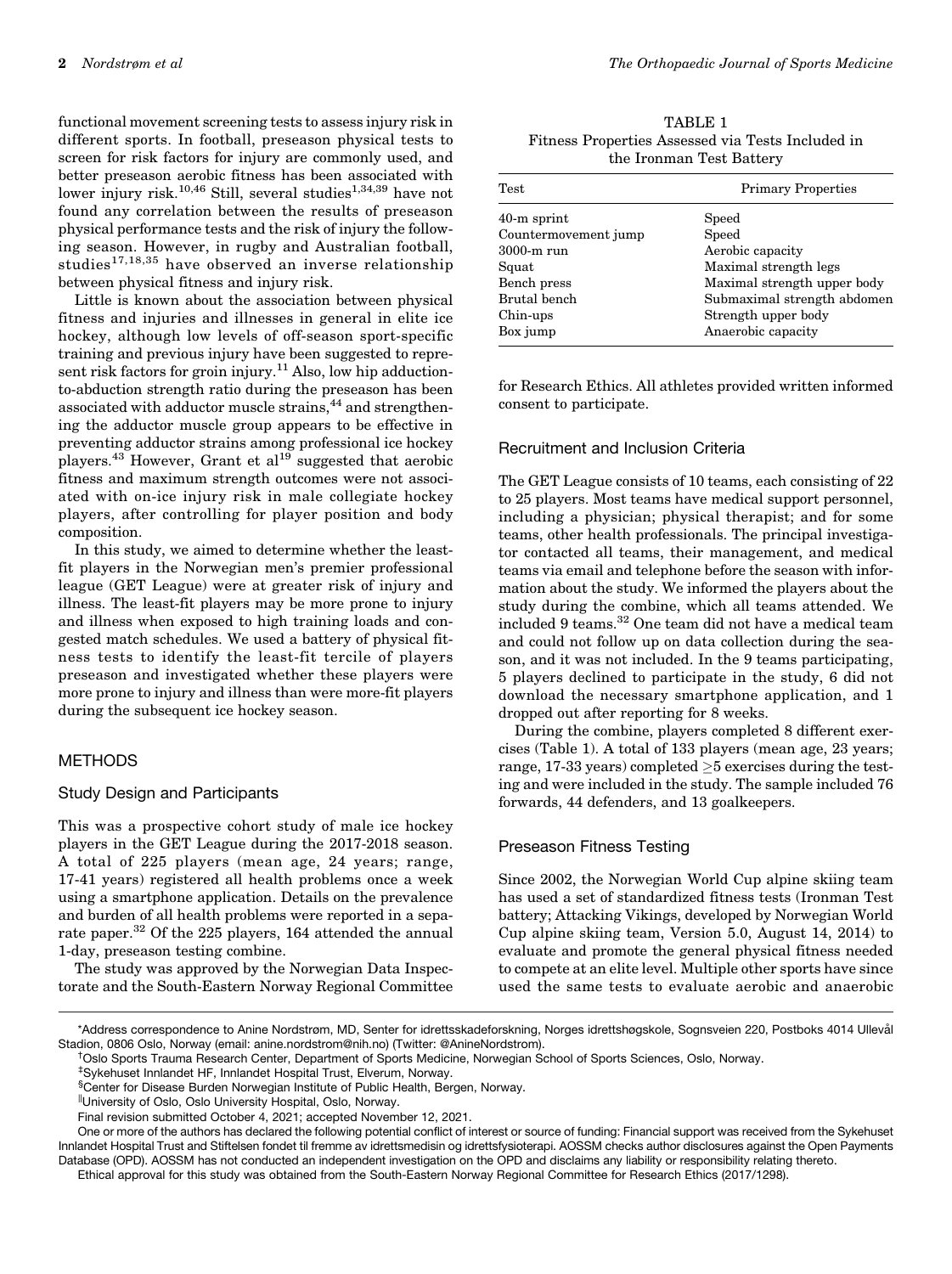functional movement screening tests to assess injury risk in different sports. In football, preseason physical tests to screen for risk factors for injury are commonly used, and better preseason aerobic fitness has been associated with lower injury risk.[10,46] Still, several studies[1,34,39] have not found any correlation between the results of preseason physical performance tests and the risk of injury the following season. However, in rugby and Australian football, studies[17,18,35] have observed an inverse relationship between physical fitness and injury risk.

Little is known about the association between physical fitness and injuries and illnesses in general in elite ice hockey, although low levels of off-season sport-specific training and previous injury have been suggested to represent risk factors for groin injury.[11] Also, low hip adduction-to-abduction strength ratio during the preseason has been associated with adductor muscle strains,[44] and strengthening the adductor muscle group appears to be effective in preventing adductor strains among professional ice hockey players.[43] However, Grant et al[19] suggested that aerobic fitness and maximum strength outcomes were not associated with on-ice injury risk in male collegiate hockey players, after controlling for player position and body composition.

In this study, we aimed to determine whether the least-fit players in the Norwegian men's premier professional league (GET League) were at greater risk of injury and illness. The least-fit players may be more prone to injury and illness when exposed to high training loads and congested match schedules. We used a battery of physical fitness tests to identify the least-fit tercile of players preseason and investigated whether these players were more prone to injury and illness than were more-fit players during the subsequent ice hockey season.

## METHODS

### Study Design and Participants

This was a prospective cohort study of male ice hockey players in the GET League during the 2017-2018 season. A total of 225 players (mean age, 24 years; range, 17-41 years) registered all health problems once a week using a smartphone application. Details on the prevalence and burden of all health problems were reported in a separate paper.[32] Of the 225 players, 164 attended the annual 1-day, preseason testing combine.

The study was approved by the Norwegian Data Inspectorate and the South-Eastern Norway Regional Committee for Research Ethics. All athletes provided written informed consent to participate.

TABLE 1
Fitness Properties Assessed via Tests Included in the Ironman Test Battery

| Test | Primary Properties |
|---|---|
| 40-m sprint | Speed |
| Countermovement jump | Speed |
| 3000-m run | Aerobic capacity |
| Squat | Maximal strength legs |
| Bench press | Maximal strength upper body |
| Brutal bench | Submaximal strength abdomen |
| Chin-ups | Strength upper body |
| Box jump | Anaerobic capacity |

### Recruitment and Inclusion Criteria

The GET League consists of 10 teams, each consisting of 22 to 25 players. Most teams have medical support personnel, including a physician; physical therapist; and for some teams, other health professionals. The principal investigator contacted all teams, their management, and medical teams via email and telephone before the season with information about the study. We informed the players about the study during the combine, which all teams attended. We included 9 teams.[32] One team did not have a medical team and could not follow up on data collection during the season, and it was not included. In the 9 teams participating, 5 players declined to participate in the study, 6 did not download the necessary smartphone application, and 1 dropped out after reporting for 8 weeks.

During the combine, players completed 8 different exercises (Table 1). A total of 133 players (mean age, 23 years; range, 17-33 years) completed ≥5 exercises during the testing and were included in the study. The sample included 76 forwards, 44 defenders, and 13 goalkeepers.

### Preseason Fitness Testing

Since 2002, the Norwegian World Cup alpine skiing team has used a set of standardized fitness tests (Ironman Test battery; Attacking Vikings, developed by Norwegian World Cup alpine skiing team, Version 5.0, August 14, 2014) to evaluate and promote the general physical fitness needed to compete at an elite level. Multiple other sports have since used the same tests to evaluate aerobic and anaerobic

*Address correspondence to Anine Nordstrøm, MD, Senter for idrettsskadeforskning, Norges idrettshøgskole, Sognsveien 220, Postboks 4014 Ullevål Stadion, 0806 Oslo, Norway (email: anine.nordstrom@nih.no) (Twitter: @AnineNordstrom).

†Oslo Sports Trauma Research Center, Department of Sports Medicine, Norwegian School of Sports Sciences, Oslo, Norway.

‡Sykehuset Innlandet HF, Innlandet Hospital Trust, Elverum, Norway.

§Center for Disease Burden Norwegian Institute of Public Health, Bergen, Norway.

‖University of Oslo, Oslo University Hospital, Oslo, Norway.

Final revision submitted October 4, 2021; accepted November 12, 2021.

One or more of the authors has declared the following potential conflict of interest or source of funding: Financial support was received from the Sykehuset Innlandet Hospital Trust and Stiftelsen fondet til fremme av idrettsmedisin og idrettsfysioterapi. AOSSM checks author disclosures against the Open Payments Database (OPD). AOSSM has not conducted an independent investigation on the OPD and disclaims any liability or responsibility relating thereto.

Ethical approval for this study was obtained from the South-Eastern Norway Regional Committee for Research Ethics (2017/1298).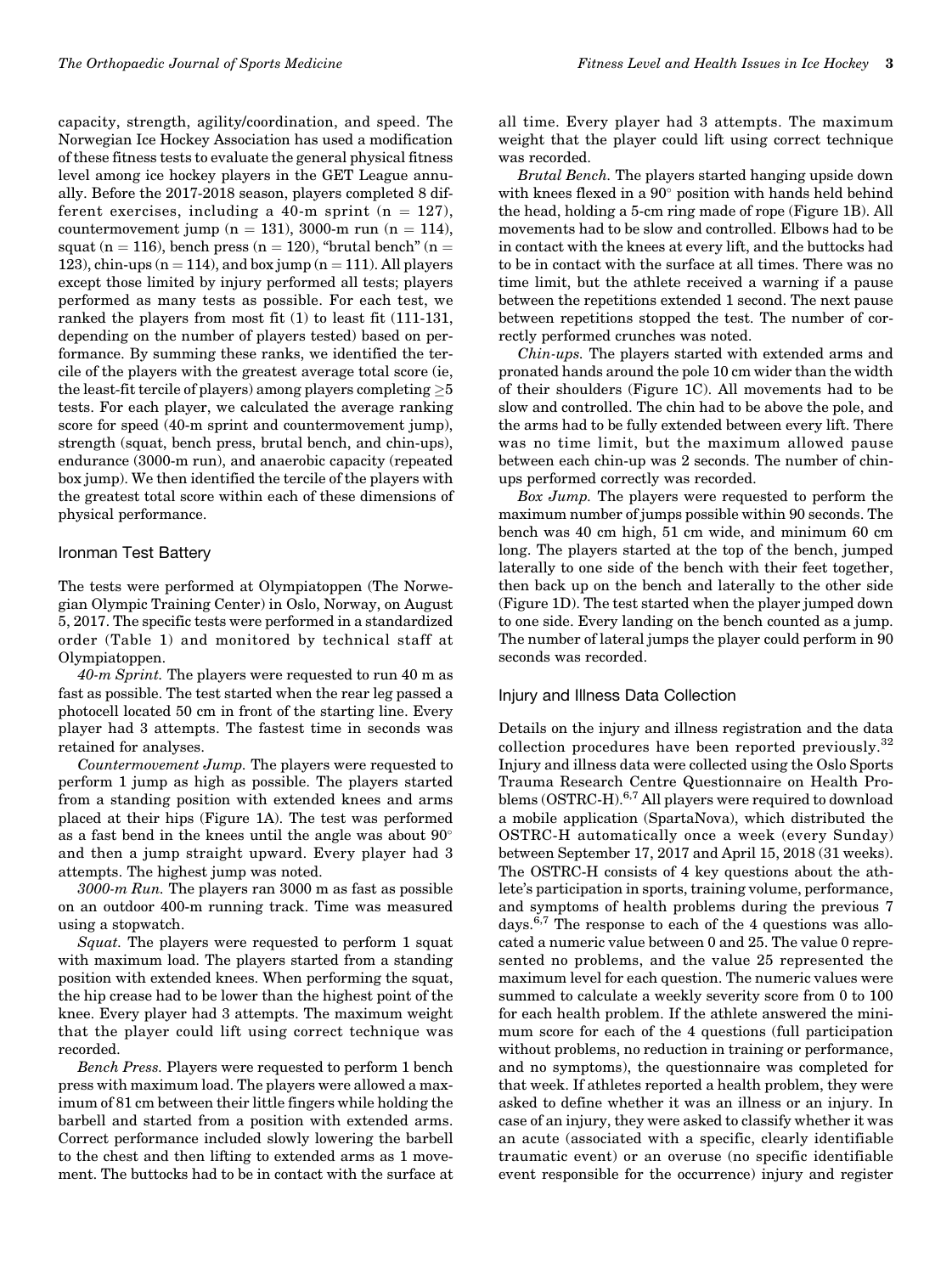capacity, strength, agility/coordination, and speed. The Norwegian Ice Hockey Association has used a modification of these fitness tests to evaluate the general physical fitness level among ice hockey players in the GET League annually. Before the 2017-2018 season, players completed 8 different exercises, including a 40-m sprint (n = 127), countermovement jump (n = 131), 3000-m run (n = 114), squat (n = 116), bench press (n = 120), "brutal bench" (n = 123), chin-ups (n = 114), and box jump (n = 111). All players except those limited by injury performed all tests; players performed as many tests as possible. For each test, we ranked the players from most fit (1) to least fit (111-131, depending on the number of players tested) based on performance. By summing these ranks, we identified the tercile of the players with the greatest average total score (ie, the least-fit tercile of players) among players completing ≥5 tests. For each player, we calculated the average ranking score for speed (40-m sprint and countermovement jump), strength (squat, bench press, brutal bench, and chin-ups), endurance (3000-m run), and anaerobic capacity (repeated box jump). We then identified the tercile of the players with the greatest total score within each of these dimensions of physical performance.

## Ironman Test Battery

The tests were performed at Olympiatoppen (The Norwegian Olympic Training Center) in Oslo, Norway, on August 5, 2017. The specific tests were performed in a standardized order (Table 1) and monitored by technical staff at Olympiatoppen.

*40-m Sprint.* The players were requested to run 40 m as fast as possible. The test started when the rear leg passed a photocell located 50 cm in front of the starting line. Every player had 3 attempts. The fastest time in seconds was retained for analyses.

*Countermovement Jump.* The players were requested to perform 1 jump as high as possible. The players started from a standing position with extended knees and arms placed at their hips (Figure 1A). The test was performed as a fast bend in the knees until the angle was about 90° and then a jump straight upward. Every player had 3 attempts. The highest jump was noted.

*3000-m Run.* The players ran 3000 m as fast as possible on an outdoor 400-m running track. Time was measured using a stopwatch.

*Squat.* The players were requested to perform 1 squat with maximum load. The players started from a standing position with extended knees. When performing the squat, the hip crease had to be lower than the highest point of the knee. Every player had 3 attempts. The maximum weight that the player could lift using correct technique was recorded.

*Bench Press.* Players were requested to perform 1 bench press with maximum load. The players were allowed a maximum of 81 cm between their little fingers while holding the barbell and started from a position with extended arms. Correct performance included slowly lowering the barbell to the chest and then lifting to extended arms as 1 movement. The buttocks had to be in contact with the surface at all time. Every player had 3 attempts. The maximum weight that the player could lift using correct technique was recorded.

*Brutal Bench.* The players started hanging upside down with knees flexed in a 90° position with hands held behind the head, holding a 5-cm ring made of rope (Figure 1B). All movements had to be slow and controlled. Elbows had to be in contact with the knees at every lift, and the buttocks had to be in contact with the surface at all times. There was no time limit, but the athlete received a warning if a pause between the repetitions extended 1 second. The next pause between repetitions stopped the test. The number of correctly performed crunches was noted.

*Chin-ups.* The players started with extended arms and pronated hands around the pole 10 cm wider than the width of their shoulders (Figure 1C). All movements had to be slow and controlled. The chin had to be above the pole, and the arms had to be fully extended between every lift. There was no time limit, but the maximum allowed pause between each chin-up was 2 seconds. The number of chin-ups performed correctly was recorded.

*Box Jump.* The players were requested to perform the maximum number of jumps possible within 90 seconds. The bench was 40 cm high, 51 cm wide, and minimum 60 cm long. The players started at the top of the bench, jumped laterally to one side of the bench with their feet together, then back up on the bench and laterally to the other side (Figure 1D). The test started when the player jumped down to one side. Every landing on the bench counted as a jump. The number of lateral jumps the player could perform in 90 seconds was recorded.

## Injury and Illness Data Collection

Details on the injury and illness registration and the data collection procedures have been reported previously.[32] Injury and illness data were collected using the Oslo Sports Trauma Research Centre Questionnaire on Health Problems (OSTRC-H).[6,7] All players were required to download a mobile application (SpartaNova), which distributed the OSTRC-H automatically once a week (every Sunday) between September 17, 2017 and April 15, 2018 (31 weeks). The OSTRC-H consists of 4 key questions about the athlete's participation in sports, training volume, performance, and symptoms of health problems during the previous 7 days.[6,7] The response to each of the 4 questions was allocated a numeric value between 0 and 25. The value 0 represented no problems, and the value 25 represented the maximum level for each question. The numeric values were summed to calculate a weekly severity score from 0 to 100 for each health problem. If the athlete answered the minimum score for each of the 4 questions (full participation without problems, no reduction in training or performance, and no symptoms), the questionnaire was completed for that week. If athletes reported a health problem, they were asked to define whether it was an illness or an injury. In case of an injury, they were asked to classify whether it was an acute (associated with a specific, clearly identifiable traumatic event) or an overuse (no specific identifiable event responsible for the occurrence) injury and register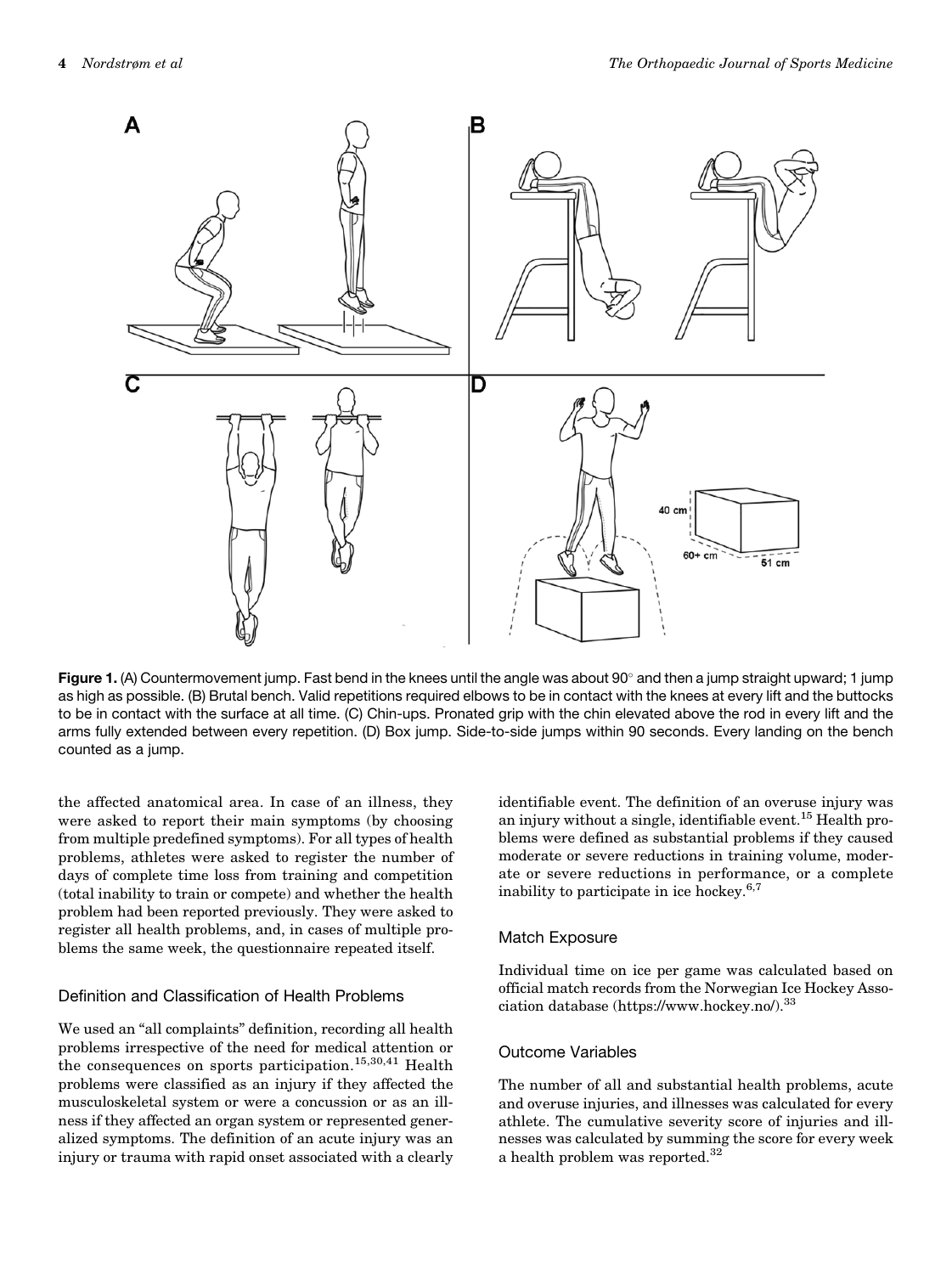**Figure 1.** (A) Countermovement jump. Fast bend in the knees until the angle was about 90° and then a jump straight upward; 1 jump as high as possible. (B) Brutal bench. Valid repetitions required elbows to be in contact with the knees at every lift and the buttocks to be in contact with the surface at all time. (C) Chin-ups. Pronated grip with the chin elevated above the rod in every lift and the arms fully extended between every repetition. (D) Box jump. Side-to-side jumps within 90 seconds. Every landing on the bench counted as a jump.

the affected anatomical area. In case of an illness, they were asked to report their main symptoms (by choosing from multiple predefined symptoms). For all types of health problems, athletes were asked to register the number of days of complete time loss from training and competition (total inability to train or compete) and whether the health problem had been reported previously. They were asked to register all health problems, and, in cases of multiple problems the same week, the questionnaire repeated itself.

### Definition and Classification of Health Problems

We used an "all complaints" definition, recording all health problems irrespective of the need for medical attention or the consequences on sports participation.[15,30,41] Health problems were classified as an injury if they affected the musculoskeletal system or were a concussion or as an illness if they affected an organ system or represented generalized symptoms. The definition of an acute injury was an injury or trauma with rapid onset associated with a clearly identifiable event. The definition of an overuse injury was an injury without a single, identifiable event.[15] Health problems were defined as substantial problems if they caused moderate or severe reductions in training volume, moderate or severe reductions in performance, or a complete inability to participate in ice hockey.[6,7]

### Match Exposure

Individual time on ice per game was calculated based on official match records from the Norwegian Ice Hockey Association database (https://www.hockey.no/).[33]

### Outcome Variables

The number of all and substantial health problems, acute and overuse injuries, and illnesses was calculated for every athlete. The cumulative severity score of injuries and illnesses was calculated by summing the score for every week a health problem was reported.[32]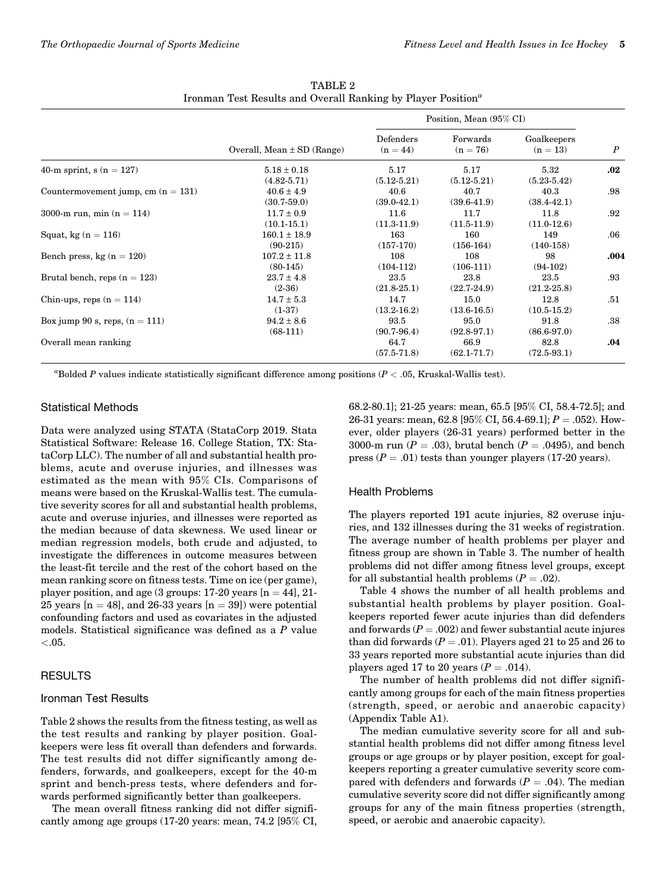TABLE 2
Ironman Test Results and Overall Ranking by Player Position[a]

| | Overall, Mean ± SD (Range) | Position, Mean (95% CI) | | | $P$ |
|---|---|---|---|---|---|
| | | Defenders (n = 44) | Forwards (n = 76) | Goalkeepers (n = 13) | |
| 40-m sprint, s (n = 127) | 5.18 ± 0.18 (4.82-5.71) | 5.17 (5.12-5.21) | 5.17 (5.12-5.21) | 5.32 (5.23-5.42) | **.02** |
| Countermovement jump, cm (n = 131) | 40.6 ± 4.9 (30.7-59.0) | 40.6 (39.0-42.1) | 40.7 (39.6-41.9) | 40.3 (38.4-42.1) | .98 |
| 3000-m run, min (n = 114) | 11.7 ± 0.9 (10.1-15.1) | 11.6 (11.3-11.9) | 11.7 (11.5-11.9) | 11.8 (11.0-12.6) | .92 |
| Squat, kg (n = 116) | 160.1 ± 18.9 (90-215) | 163 (157-170) | 160 (156-164) | 149 (140-158) | .06 |
| Bench press, kg (n = 120) | 107.2 ± 11.8 (80-145) | 108 (104-112) | 108 (106-111) | 98 (94-102) | **.004** |
| Brutal bench, reps (n = 123) | 23.7 ± 4.8 (2-36) | 23.5 (21.8-25.1) | 23.8 (22.7-24.9) | 23.5 (21.2-25.8) | .93 |
| Chin-ups, reps (n = 114) | 14.7 ± 5.3 (1-37) | 14.7 (13.2-16.2) | 15.0 (13.6-16.5) | 12.8 (10.5-15.2) | .51 |
| Box jump 90 s, reps, (n = 111) | 94.2 ± 8.6 (68-111) | 93.5 (90.7-96.4) | 95.0 (92.8-97.1) | 91.8 (86.6-97.0) | .38 |
| Overall mean ranking | | 64.7 (57.5-71.8) | 66.9 (62.1-71.7) | 82.8 (72.5-93.1) | **.04** |

[a]Bolded $P$ values indicate statistically significant difference among positions ($P < .05$, Kruskal-Wallis test).

### Statistical Methods

Data were analyzed using STATA (StataCorp 2019. Stata Statistical Software: Release 16. College Station, TX: StataCorp LLC). The number of all and substantial health problems, acute and overuse injuries, and illnesses was estimated as the mean with 95% CIs. Comparisons of means were based on the Kruskal-Wallis test. The cumulative severity scores for all and substantial health problems, acute and overuse injuries, and illnesses were reported as the median because of data skewness. We used linear or median regression models, both crude and adjusted, to investigate the differences in outcome measures between the least-fit tercile and the rest of the cohort based on the mean ranking score on fitness tests. Time on ice (per game), player position, and age (3 groups: 17-20 years [n = 44], 21-25 years [n = 48], and 26-33 years [n = 39]) were potential confounding factors and used as covariates in the adjusted models. Statistical significance was defined as a $P$ value <.05.

## RESULTS

### Ironman Test Results

Table 2 shows the results from the fitness testing, as well as the test results and ranking by player position. Goalkeepers were less fit overall than defenders and forwards. The test results did not differ significantly among defenders, forwards, and goalkeepers, except for the 40-m sprint and bench-press tests, where defenders and forwards performed significantly better than goalkeepers.

The mean overall fitness ranking did not differ significantly among age groups (17-20 years: mean, 74.2 [95% CI, 68.2-80.1]; 21-25 years: mean, 65.5 [95% CI, 58.4-72.5]; and 26-31 years: mean, 62.8 [95% CI, 56.4-69.1]; $P = .052$). However, older players (26-31 years) performed better in the 3000-m run ($P = .03$), brutal bench ($P = .0495$), and bench press ($P = .01$) tests than younger players (17-20 years).

### Health Problems

The players reported 191 acute injuries, 82 overuse injuries, and 132 illnesses during the 31 weeks of registration. The average number of health problems per player and fitness group are shown in Table 3. The number of health problems did not differ among fitness level groups, except for all substantial health problems ($P = .02$).

Table 4 shows the number of all health problems and substantial health problems by player position. Goalkeepers reported fewer acute injuries than did defenders and forwards ($P = .002$) and fewer substantial acute injures than did forwards ($P = .01$). Players aged 21 to 25 and 26 to 33 years reported more substantial acute injuries than did players aged 17 to 20 years ($P = .014$).

The number of health problems did not differ significantly among groups for each of the main fitness properties (strength, speed, or aerobic and anaerobic capacity) (Appendix Table A1).

The median cumulative severity score for all and substantial health problems did not differ among fitness level groups or age groups or by player position, except for goalkeepers reporting a greater cumulative severity score compared with defenders and forwards ($P = .04$). The median cumulative severity score did not differ significantly among groups for any of the main fitness properties (strength, speed, or aerobic and anaerobic capacity).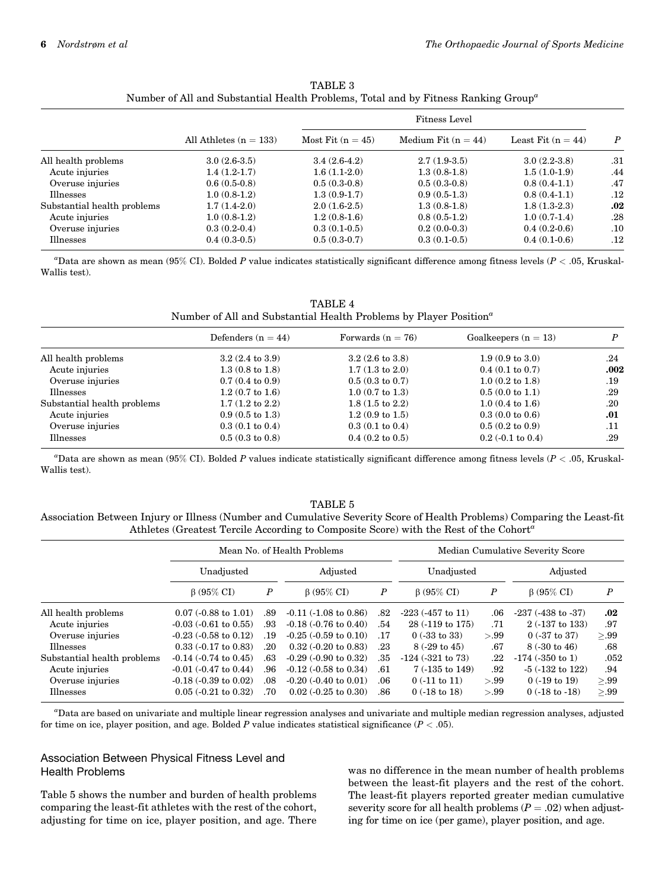TABLE 3
Number of All and Substantial Health Problems, Total and by Fitness Ranking Group[a]

| | All Athletes (n = 133) | Fitness Level | | | P |
|---|---|---|---|---|---|
| | | Most Fit (n = 45) | Medium Fit (n = 44) | Least Fit (n = 44) | |
| All health problems | 3.0 (2.6-3.5) | 3.4 (2.6-4.2) | 2.7 (1.9-3.5) | 3.0 (2.2-3.8) | .31 |
| Acute injuries | 1.4 (1.2-1.7) | 1.6 (1.1-2.0) | 1.3 (0.8-1.8) | 1.5 (1.0-1.9) | .44 |
| Overuse injuries | 0.6 (0.5-0.8) | 0.5 (0.3-0.8) | 0.5 (0.3-0.8) | 0.8 (0.4-1.1) | .47 |
| Illnesses | 1.0 (0.8-1.2) | 1.3 (0.9-1.7) | 0.9 (0.5-1.3) | 0.8 (0.4-1.1) | .12 |
| Substantial health problems | 1.7 (1.4-2.0) | 2.0 (1.6-2.5) | 1.3 (0.8-1.8) | 1.8 (1.3-2.3) | **.02** |
| Acute injuries | 1.0 (0.8-1.2) | 1.2 (0.8-1.6) | 0.8 (0.5-1.2) | 1.0 (0.7-1.4) | .28 |
| Overuse injuries | 0.3 (0.2-0.4) | 0.3 (0.1-0.5) | 0.2 (0.0-0.3) | 0.4 (0.2-0.6) | .10 |
| Illnesses | 0.4 (0.3-0.5) | 0.5 (0.3-0.7) | 0.3 (0.1-0.5) | 0.4 (0.1-0.6) | .12 |

[a]Data are shown as mean (95% CI). Bolded *P* value indicates statistically significant difference among fitness levels ($P < .05$, Kruskal-Wallis test).

TABLE 4
Number of All and Substantial Health Problems by Player Position[a]

| | Defenders (n = 44) | Forwards (n = 76) | Goalkeepers (n = 13) | P |
|---|---|---|---|---|
| All health problems | 3.2 (2.4 to 3.9) | 3.2 (2.6 to 3.8) | 1.9 (0.9 to 3.0) | .24 |
| Acute injuries | 1.3 (0.8 to 1.8) | 1.7 (1.3 to 2.0) | 0.4 (0.1 to 0.7) | **.002** |
| Overuse injuries | 0.7 (0.4 to 0.9) | 0.5 (0.3 to 0.7) | 1.0 (0.2 to 1.8) | .19 |
| Illnesses | 1.2 (0.7 to 1.6) | 1.0 (0.7 to 1.3) | 0.5 (0.0 to 1.1) | .29 |
| Substantial health problems | 1.7 (1.2 to 2.2) | 1.8 (1.5 to 2.2) | 1.0 (0.4 to 1.6) | .20 |
| Acute injuries | 0.9 (0.5 to 1.3) | 1.2 (0.9 to 1.5) | 0.3 (0.0 to 0.6) | **.01** |
| Overuse injuries | 0.3 (0.1 to 0.4) | 0.3 (0.1 to 0.4) | 0.5 (0.2 to 0.9) | .11 |
| Illnesses | 0.5 (0.3 to 0.8) | 0.4 (0.2 to 0.5) | 0.2 (-0.1 to 0.4) | .29 |

[a]Data are shown as mean (95% CI). Bolded *P* values indicate statistically significant difference among fitness levels ($P < .05$, Kruskal-Wallis test).

TABLE 5
Association Between Injury or Illness (Number and Cumulative Severity Score of Health Problems) Comparing the Least-fit Athletes (Greatest Tercile According to Composite Score) with the Rest of the Cohort[a]

| | Mean No. of Health Problems | | | | Median Cumulative Severity Score | | | |
|---|---|---|---|---|---|---|---|---|
| | Unadjusted | | Adjusted | | Unadjusted | | Adjusted | |
| | β (95% CI) | P | β (95% CI) | P | β (95% CI) | P | β (95% CI) | P |
| All health problems | 0.07 (-0.88 to 1.01) | .89 | -0.11 (-1.08 to 0.86) | .82 | -223 (-457 to 11) | .06 | -237 (-438 to -37) | **.02** |
| Acute injuries | -0.03 (-0.61 to 0.55) | .93 | -0.18 (-0.76 to 0.40) | .54 | 28 (-119 to 175) | .71 | 2 (-137 to 133) | .97 |
| Overuse injuries | -0.23 (-0.58 to 0.12) | .19 | -0.25 (-0.59 to 0.10) | .17 | 0 (-33 to 33) | >.99 | 0 (-37 to 37) | ≥.99 |
| Illnesses | 0.33 (-0.17 to 0.83) | .20 | 0.32 (-0.20 to 0.83) | .23 | 8 (-29 to 45) | .67 | 8 (-30 to 46) | .68 |
| Substantial health problems | -0.14 (-0.74 to 0.45) | .63 | -0.29 (-0.90 to 0.32) | .35 | -124 (-321 to 73) | .22 | -174 (-350 to 1) | .052 |
| Acute injuries | -0.01 (-0.47 to 0.44) | .96 | -0.12 (-0.58 to 0.34) | .61 | 7 (-135 to 149) | .92 | -5 (-132 to 122) | .94 |
| Overuse injuries | -0.18 (-0.39 to 0.02) | .08 | -0.20 (-0.40 to 0.01) | .06 | 0 (-11 to 11) | >.99 | 0 (-19 to 19) | ≥.99 |
| Illnesses | 0.05 (-0.21 to 0.32) | .70 | 0.02 (-0.25 to 0.30) | .86 | 0 (-18 to 18) | >.99 | 0 (-18 to -18) | ≥.99 |

[a]Data are based on univariate and multiple linear regression analyses and univariate and multiple median regression analyses, adjusted for time on ice, player position, and age. Bolded *P* value indicates statistical significance ($P < .05$).

## Association Between Physical Fitness Level and Health Problems

Table 5 shows the number and burden of health problems comparing the least-fit athletes with the rest of the cohort, adjusting for time on ice, player position, and age. There was no difference in the mean number of health problems between the least-fit players and the rest of the cohort. The least-fit players reported greater median cumulative severity score for all health problems ($P = .02$) when adjusting for time on ice (per game), player position, and age.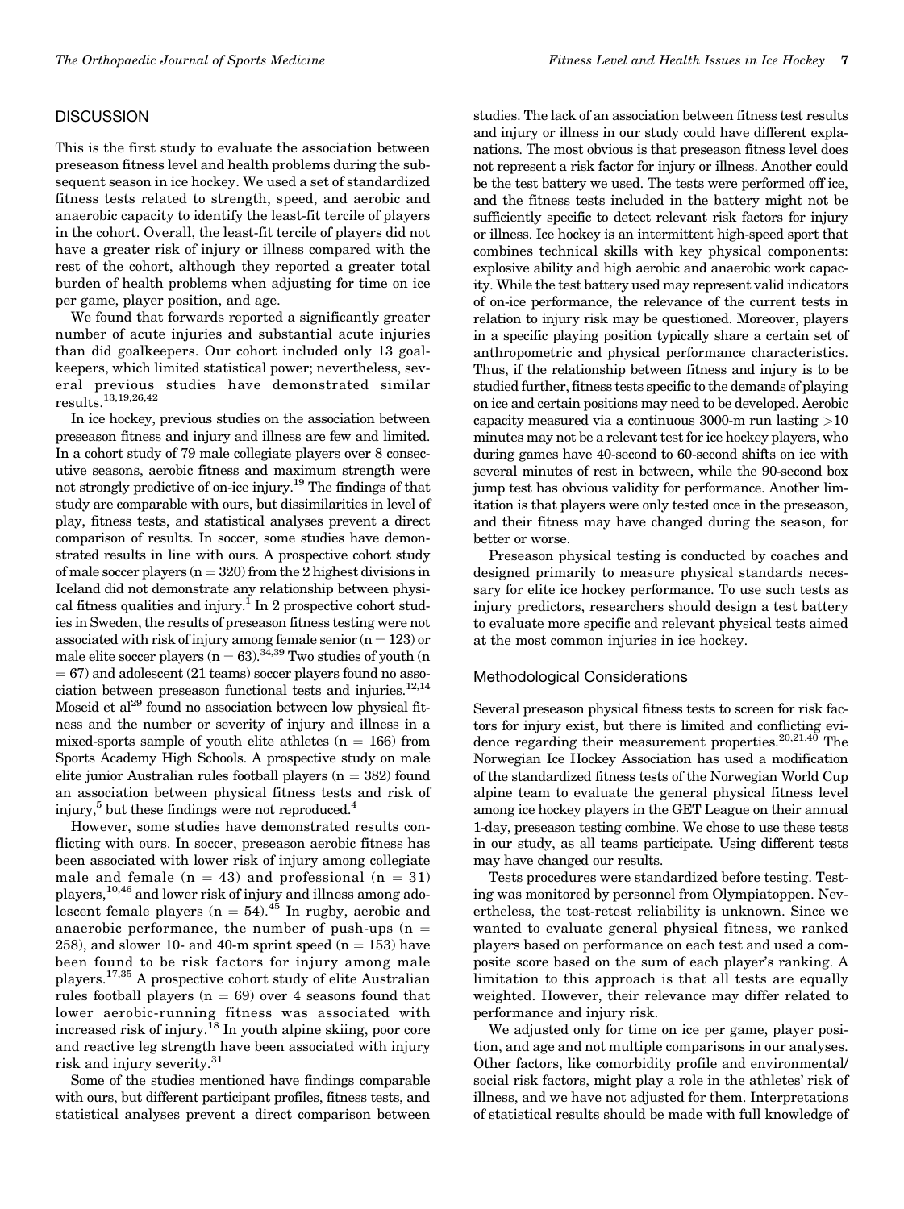## DISCUSSION

This is the first study to evaluate the association between preseason fitness level and health problems during the subsequent season in ice hockey. We used a set of standardized fitness tests related to strength, speed, and aerobic and anaerobic capacity to identify the least-fit tercile of players in the cohort. Overall, the least-fit tercile of players did not have a greater risk of injury or illness compared with the rest of the cohort, although they reported a greater total burden of health problems when adjusting for time on ice per game, player position, and age.

We found that forwards reported a significantly greater number of acute injuries and substantial acute injuries than did goalkeepers. Our cohort included only 13 goalkeepers, which limited statistical power; nevertheless, several previous studies have demonstrated similar results.[13,19,26,42]

In ice hockey, previous studies on the association between preseason fitness and injury and illness are few and limited. In a cohort study of 79 male collegiate players over 8 consecutive seasons, aerobic fitness and maximum strength were not strongly predictive of on-ice injury.[19] The findings of that study are comparable with ours, but dissimilarities in level of play, fitness tests, and statistical analyses prevent a direct comparison of results. In soccer, some studies have demonstrated results in line with ours. A prospective cohort study of male soccer players ($n = 320$) from the 2 highest divisions in Iceland did not demonstrate any relationship between physical fitness qualities and injury.[1] In 2 prospective cohort studies in Sweden, the results of preseason fitness testing were not associated with risk of injury among female senior ($n = 123$) or male elite soccer players ($n = 63$).[34,39] Two studies of youth ($n = 67$) and adolescent (21 teams) soccer players found no association between preseason functional tests and injuries.[12,14] Moseid et al[29] found no association between low physical fitness and the number or severity of injury and illness in a mixed-sports sample of youth elite athletes ($n = 166$) from Sports Academy High Schools. A prospective study on male elite junior Australian rules football players ($n = 382$) found an association between physical fitness tests and risk of injury,[5] but these findings were not reproduced.[4]

However, some studies have demonstrated results conflicting with ours. In soccer, preseason aerobic fitness has been associated with lower risk of injury among collegiate male and female ($n = 43$) and professional ($n = 31$) players,[10,46] and lower risk of injury and illness among adolescent female players ($n = 54$).[45] In rugby, aerobic and anaerobic performance, the number of push-ups ($n = 258$), and slower 10- and 40-m sprint speed ($n = 153$) have been found to be risk factors for injury among male players.[17,35] A prospective cohort study of elite Australian rules football players ($n = 69$) over 4 seasons found that lower aerobic-running fitness was associated with increased risk of injury.[18] In youth alpine skiing, poor core and reactive leg strength have been associated with injury risk and injury severity.[31]

Some of the studies mentioned have findings comparable with ours, but different participant profiles, fitness tests, and statistical analyses prevent a direct comparison between studies. The lack of an association between fitness test results and injury or illness in our study could have different explanations. The most obvious is that preseason fitness level does not represent a risk factor for injury or illness. Another could be the test battery we used. The tests were performed off ice, and the fitness tests included in the battery might not be sufficiently specific to detect relevant risk factors for injury or illness. Ice hockey is an intermittent high-speed sport that combines technical skills with key physical components: explosive ability and high aerobic and anaerobic work capacity. While the test battery used may represent valid indicators of on-ice performance, the relevance of the current tests in relation to injury risk may be questioned. Moreover, players in a specific playing position typically share a certain set of anthropometric and physical performance characteristics. Thus, if the relationship between fitness and injury is to be studied further, fitness tests specific to the demands of playing on ice and certain positions may need to be developed. Aerobic capacity measured via a continuous 3000-m run lasting >10 minutes may not be a relevant test for ice hockey players, who during games have 40-second to 60-second shifts on ice with several minutes of rest in between, while the 90-second box jump test has obvious validity for performance. Another limitation is that players were only tested once in the preseason, and their fitness may have changed during the season, for better or worse.

Preseason physical testing is conducted by coaches and designed primarily to measure physical standards necessary for elite ice hockey performance. To use such tests as injury predictors, researchers should design a test battery to evaluate more specific and relevant physical tests aimed at the most common injuries in ice hockey.

### Methodological Considerations

Several preseason physical fitness tests to screen for risk factors for injury exist, but there is limited and conflicting evidence regarding their measurement properties.[20,21,40] The Norwegian Ice Hockey Association has used a modification of the standardized fitness tests of the Norwegian World Cup alpine team to evaluate the general physical fitness level among ice hockey players in the GET League on their annual 1-day, preseason testing combine. We chose to use these tests in our study, as all teams participate. Using different tests may have changed our results.

Tests procedures were standardized before testing. Testing was monitored by personnel from Olympiatoppen. Nevertheless, the test-retest reliability is unknown. Since we wanted to evaluate general physical fitness, we ranked players based on performance on each test and used a composite score based on the sum of each player's ranking. A limitation to this approach is that all tests are equally weighted. However, their relevance may differ related to performance and injury risk.

We adjusted only for time on ice per game, player position, and age and not multiple comparisons in our analyses. Other factors, like comorbidity profile and environmental/social risk factors, might play a role in the athletes' risk of illness, and we have not adjusted for them. Interpretations of statistical results should be made with full knowledge of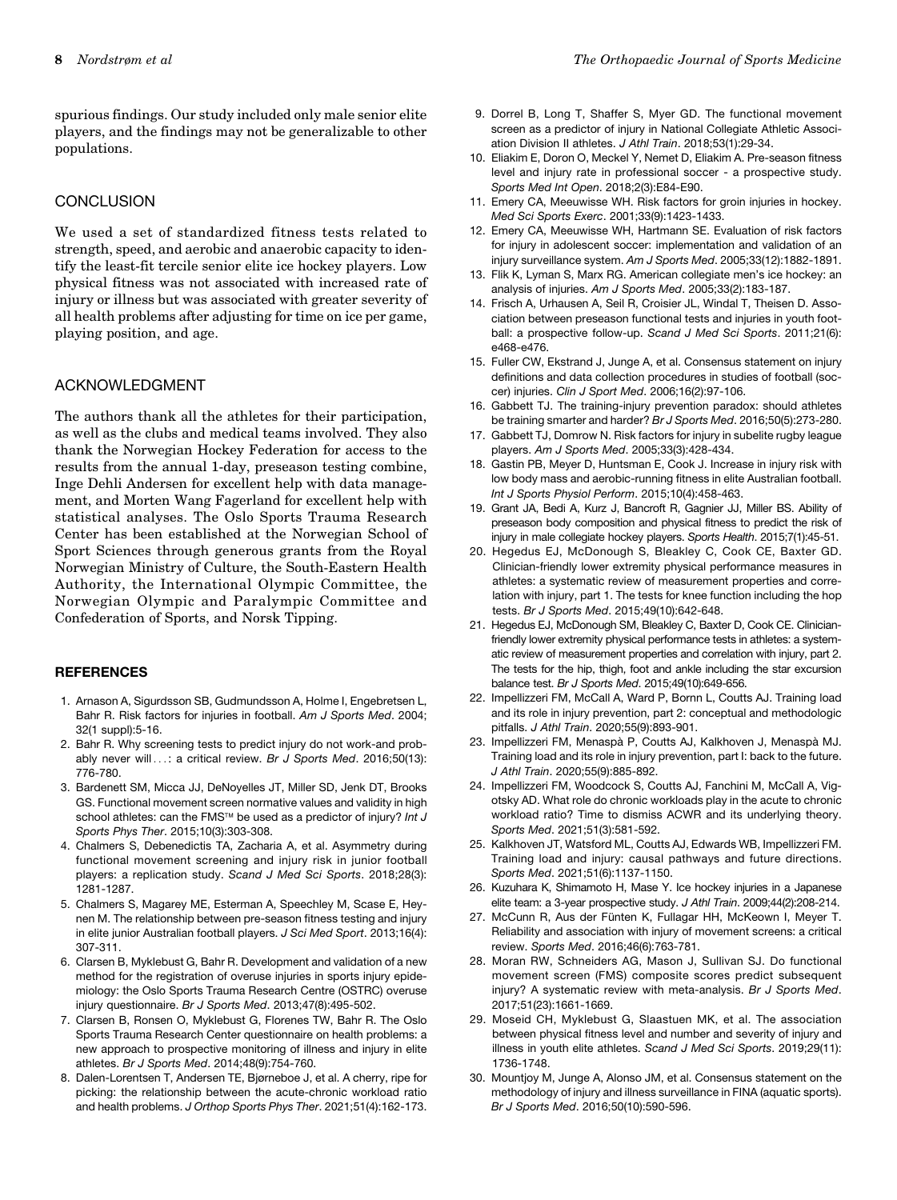spurious findings. Our study included only male senior elite players, and the findings may not be generalizable to other populations.

## CONCLUSION

We used a set of standardized fitness tests related to strength, speed, and aerobic and anaerobic capacity to identify the least-fit tercile senior elite ice hockey players. Low physical fitness was not associated with increased rate of injury or illness but was associated with greater severity of all health problems after adjusting for time on ice per game, playing position, and age.

## ACKNOWLEDGMENT

The authors thank all the athletes for their participation, as well as the clubs and medical teams involved. They also thank the Norwegian Hockey Federation for access to the results from the annual 1-day, preseason testing combine, Inge Dehli Andersen for excellent help with data management, and Morten Wang Fagerland for excellent help with statistical analyses. The Oslo Sports Trauma Research Center has been established at the Norwegian School of Sport Sciences through generous grants from the Royal Norwegian Ministry of Culture, the South-Eastern Health Authority, the International Olympic Committee, the Norwegian Olympic and Paralympic Committee and Confederation of Sports, and Norsk Tipping.

## REFERENCES

1. Arnason A, Sigurdsson SB, Gudmundsson A, Holme I, Engebretsen L, Bahr R. Risk factors for injuries in football. *Am J Sports Med*. 2004; 32(1 suppl):5-16.
2. Bahr R. Why screening tests to predict injury do not work-and probably never will . . .: a critical review. *Br J Sports Med*. 2016;50(13): 776-780.
3. Bardenett SM, Micca JJ, DeNoyelles JT, Miller SD, Jenk DT, Brooks GS. Functional movement screen normative values and validity in high school athletes: can the FMS™ be used as a predictor of injury? *Int J Sports Phys Ther*. 2015;10(3):303-308.
4. Chalmers S, Debenedictis TA, Zacharia A, et al. Asymmetry during functional movement screening and injury risk in junior football players: a replication study. *Scand J Med Sci Sports*. 2018;28(3): 1281-1287.
5. Chalmers S, Magarey ME, Esterman A, Speechley M, Scase E, Heynen M. The relationship between pre-season fitness testing and injury in elite junior Australian football players. *J Sci Med Sport*. 2013;16(4): 307-311.
6. Clarsen B, Myklebust G, Bahr R. Development and validation of a new method for the registration of overuse injuries in sports injury epidemiology: the Oslo Sports Trauma Research Centre (OSTRC) overuse injury questionnaire. *Br J Sports Med*. 2013;47(8):495-502.
7. Clarsen B, Ronsen O, Myklebust G, Florenes TW, Bahr R. The Oslo Sports Trauma Research Center questionnaire on health problems: a new approach to prospective monitoring of illness and injury in elite athletes. *Br J Sports Med*. 2014;48(9):754-760.
8. Dalen-Lorentsen T, Andersen TE, Bjørneboe J, et al. A cherry, ripe for picking: the relationship between the acute-chronic workload ratio and health problems. *J Orthop Sports Phys Ther*. 2021;51(4):162-173.
9. Dorrel B, Long T, Shaffer S, Myer GD. The functional movement screen as a predictor of injury in National Collegiate Athletic Association Division II athletes. *J Athl Train*. 2018;53(1):29-34.
10. Eliakim E, Doron O, Meckel Y, Nemet D, Eliakim A. Pre-season fitness level and injury rate in professional soccer - a prospective study. *Sports Med Int Open*. 2018;2(3):E84-E90.
11. Emery CA, Meeuwisse WH. Risk factors for groin injuries in hockey. *Med Sci Sports Exerc*. 2001;33(9):1423-1433.
12. Emery CA, Meeuwisse WH, Hartmann SE. Evaluation of risk factors for injury in adolescent soccer: implementation and validation of an injury surveillance system. *Am J Sports Med*. 2005;33(12):1882-1891.
13. Flik K, Lyman S, Marx RG. American collegiate men's ice hockey: an analysis of injuries. *Am J Sports Med*. 2005;33(2):183-187.
14. Frisch A, Urhausen A, Seil R, Croisier JL, Windal T, Theisen D. Association between preseason functional tests and injuries in youth football: a prospective follow-up. *Scand J Med Sci Sports*. 2011;21(6): e468-e476.
15. Fuller CW, Ekstrand J, Junge A, et al. Consensus statement on injury definitions and data collection procedures in studies of football (soccer) injuries. *Clin J Sport Med*. 2006;16(2):97-106.
16. Gabbett TJ. The training-injury prevention paradox: should athletes be training smarter and harder? *Br J Sports Med*. 2016;50(5):273-280.
17. Gabbett TJ, Domrow N. Risk factors for injury in subelite rugby league players. *Am J Sports Med*. 2005;33(3):428-434.
18. Gastin PB, Meyer D, Huntsman E, Cook J. Increase in injury risk with low body mass and aerobic-running fitness in elite Australian football. *Int J Sports Physiol Perform*. 2015;10(4):458-463.
19. Grant JA, Bedi A, Kurz J, Bancroft R, Gagnier JJ, Miller BS. Ability of preseason body composition and physical fitness to predict the risk of injury in male collegiate hockey players. *Sports Health*. 2015;7(1):45-51.
20. Hegedus EJ, McDonough S, Bleakley C, Cook CE, Baxter GD. Clinician-friendly lower extremity physical performance measures in athletes: a systematic review of measurement properties and correlation with injury, part 1. The tests for knee function including the hop tests. *Br J Sports Med*. 2015;49(10):642-648.
21. Hegedus EJ, McDonough SM, Bleakley C, Baxter D, Cook CE. Clinician-friendly lower extremity physical performance tests in athletes: a systematic review of measurement properties and correlation with injury, part 2. The tests for the hip, thigh, foot and ankle including the star excursion balance test. *Br J Sports Med*. 2015;49(10):649-656.
22. Impellizzeri FM, McCall A, Ward P, Bornn L, Coutts AJ. Training load and its role in injury prevention, part 2: conceptual and methodologic pitfalls. *J Athl Train*. 2020;55(9):893-901.
23. Impellizzeri FM, Menaspà P, Coutts AJ, Kalkhoven J, Menaspà MJ. Training load and its role in injury prevention, part I: back to the future. *J Athl Train*. 2020;55(9):885-892.
24. Impellizzeri FM, Woodcock S, Coutts AJ, Fanchini M, McCall A, Vigotsky AD. What role do chronic workloads play in the acute to chronic workload ratio? Time to dismiss ACWR and its underlying theory. *Sports Med*. 2021;51(3):581-592.
25. Kalkhoven JT, Watsford ML, Coutts AJ, Edwards WB, Impellizzeri FM. Training load and injury: causal pathways and future directions. *Sports Med*. 2021;51(6):1137-1150.
26. Kuzuhara K, Shimamoto H, Mase Y. Ice hockey injuries in a Japanese elite team: a 3-year prospective study. *J Athl Train*. 2009;44(2):208-214.
27. McCunn R, Aus der Fünten K, Fullagar HH, McKeown I, Meyer T. Reliability and association with injury of movement screens: a critical review. *Sports Med*. 2016;46(6):763-781.
28. Moran RW, Schneiders AG, Mason J, Sullivan SJ. Do functional movement screen (FMS) composite scores predict subsequent injury? A systematic review with meta-analysis. *Br J Sports Med*. 2017;51(23):1661-1669.
29. Moseid CH, Myklebust G, Slaastuen MK, et al. The association between physical fitness level and number and severity of injury and illness in youth elite athletes. *Scand J Med Sci Sports*. 2019;29(11): 1736-1748.
30. Mountjoy M, Junge A, Alonso JM, et al. Consensus statement on the methodology of injury and illness surveillance in FINA (aquatic sports). *Br J Sports Med*. 2016;50(10):590-596.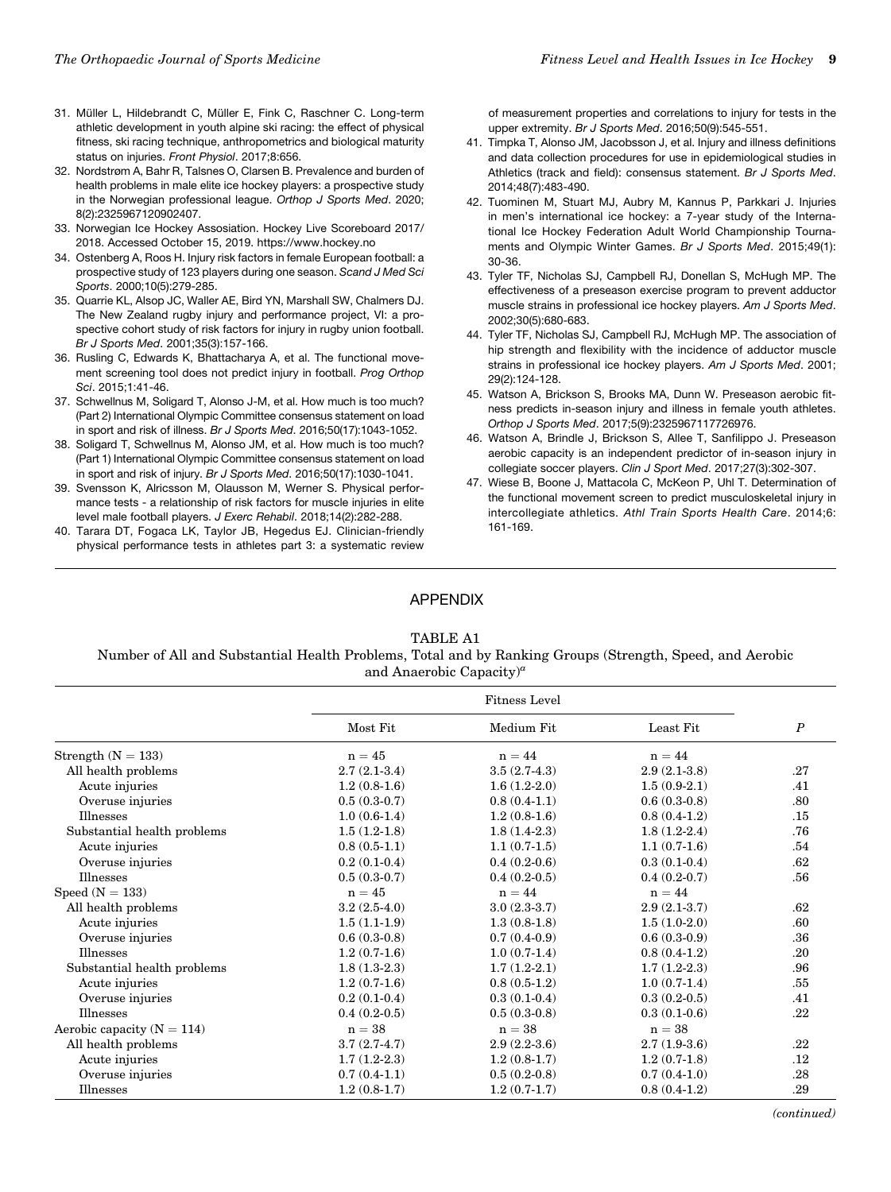31. Müller L, Hildebrandt C, Müller E, Fink C, Raschner C. Long-term athletic development in youth alpine ski racing: the effect of physical fitness, ski racing technique, anthropometrics and biological maturity status on injuries. *Front Physiol*. 2017;8:656.
32. Nordstrøm A, Bahr R, Talsnes O, Clarsen B. Prevalence and burden of health problems in male elite ice hockey players: a prospective study in the Norwegian professional league. *Orthop J Sports Med*. 2020; 8(2):2325967120902407.
33. Norwegian Ice Hockey Assosiation. Hockey Live Scoreboard 2017/2018. Accessed October 15, 2019. https://www.hockey.no
34. Ostenberg A, Roos H. Injury risk factors in female European football: a prospective study of 123 players during one season. *Scand J Med Sci Sports*. 2000;10(5):279-285.
35. Quarrie KL, Alsop JC, Waller AE, Bird YN, Marshall SW, Chalmers DJ. The New Zealand rugby injury and performance project, VI: a prospective cohort study of risk factors for injury in rugby union football. *Br J Sports Med*. 2001;35(3):157-166.
36. Rusling C, Edwards K, Bhattacharya A, et al. The functional movement screening tool does not predict injury in football. *Prog Orthop Sci*. 2015;1:41-46.
37. Schwellnus M, Soligard T, Alonso J-M, et al. How much is too much? (Part 2) International Olympic Committee consensus statement on load in sport and risk of illness. *Br J Sports Med*. 2016;50(17):1043-1052.
38. Soligard T, Schwellnus M, Alonso JM, et al. How much is too much? (Part 1) International Olympic Committee consensus statement on load in sport and risk of injury. *Br J Sports Med*. 2016;50(17):1030-1041.
39. Svensson K, Alricsson M, Olausson M, Werner S. Physical performance tests - a relationship of risk factors for muscle injuries in elite level male football players. *J Exerc Rehabil*. 2018;14(2):282-288.
40. Tarara DT, Fogaca LK, Taylor JB, Hegedus EJ. Clinician-friendly physical performance tests in athletes part 3: a systematic review of measurement properties and correlations to injury for tests in the upper extremity. *Br J Sports Med*. 2016;50(9):545-551.
41. Timpka T, Alonso JM, Jacobsson J, et al. Injury and illness definitions and data collection procedures for use in epidemiological studies in Athletics (track and field): consensus statement. *Br J Sports Med*. 2014;48(7):483-490.
42. Tuominen M, Stuart MJ, Aubry M, Kannus P, Parkkari J. Injuries in men's international ice hockey: a 7-year study of the International Ice Hockey Federation Adult World Championship Tournaments and Olympic Winter Games. *Br J Sports Med*. 2015;49(1): 30-36.
43. Tyler TF, Nicholas SJ, Campbell RJ, Donellan S, McHugh MP. The effectiveness of a preseason exercise program to prevent adductor muscle strains in professional ice hockey players. *Am J Sports Med*. 2002;30(5):680-683.
44. Tyler TF, Nicholas SJ, Campbell RJ, McHugh MP. The association of hip strength and flexibility with the incidence of adductor muscle strains in professional ice hockey players. *Am J Sports Med*. 2001; 29(2):124-128.
45. Watson A, Brickson S, Brooks MA, Dunn W. Preseason aerobic fitness predicts in-season injury and illness in female youth athletes. *Orthop J Sports Med*. 2017;5(9):2325967117726976.
46. Watson A, Brindle J, Brickson S, Allee T, Sanfilippo J. Preseason aerobic capacity is an independent predictor of in-season injury in collegiate soccer players. *Clin J Sport Med*. 2017;27(3):302-307.
47. Wiese B, Boone J, Mattacola C, McKeon P, Uhl T. Determination of the functional movement screen to predict musculoskeletal injury in intercollegiate athletics. *Athl Train Sports Health Care*. 2014;6: 161-169.

## APPENDIX

TABLE A1
Number of All and Substantial Health Problems, Total and by Ranking Groups (Strength, Speed, and Aerobic and Anaerobic Capacity)[a]

| | Fitness Level | | | |
|---|---|---|---|---|
| | Most Fit | Medium Fit | Least Fit | *P* |
| Strength (N = 133) | n = 45 | n = 44 | n = 44 | |
| All health problems | 2.7 (2.1-3.4) | 3.5 (2.7-4.3) | 2.9 (2.1-3.8) | .27 |
| Acute injuries | 1.2 (0.8-1.6) | 1.6 (1.2-2.0) | 1.5 (0.9-2.1) | .41 |
| Overuse injuries | 0.5 (0.3-0.7) | 0.8 (0.4-1.1) | 0.6 (0.3-0.8) | .80 |
| Illnesses | 1.0 (0.6-1.4) | 1.2 (0.8-1.6) | 0.8 (0.4-1.2) | .15 |
| Substantial health problems | 1.5 (1.2-1.8) | 1.8 (1.4-2.3) | 1.8 (1.2-2.4) | .76 |
| Acute injuries | 0.8 (0.5-1.1) | 1.1 (0.7-1.5) | 1.1 (0.7-1.6) | .54 |
| Overuse injuries | 0.2 (0.1-0.4) | 0.4 (0.2-0.6) | 0.3 (0.1-0.4) | .62 |
| Illnesses | 0.5 (0.3-0.7) | 0.4 (0.2-0.5) | 0.4 (0.2-0.7) | .56 |
| Speed (N = 133) | n = 45 | n = 44 | n = 44 | |
| All health problems | 3.2 (2.5-4.0) | 3.0 (2.3-3.7) | 2.9 (2.1-3.7) | .62 |
| Acute injuries | 1.5 (1.1-1.9) | 1.3 (0.8-1.8) | 1.5 (1.0-2.0) | .60 |
| Overuse injuries | 0.6 (0.3-0.8) | 0.7 (0.4-0.9) | 0.6 (0.3-0.9) | .36 |
| Illnesses | 1.2 (0.7-1.6) | 1.0 (0.7-1.4) | 0.8 (0.4-1.2) | .20 |
| Substantial health problems | 1.8 (1.3-2.3) | 1.7 (1.2-2.1) | 1.7 (1.2-2.3) | .96 |
| Acute injuries | 1.2 (0.7-1.6) | 0.8 (0.5-1.2) | 1.0 (0.7-1.4) | .55 |
| Overuse injuries | 0.2 (0.1-0.4) | 0.3 (0.1-0.4) | 0.3 (0.2-0.5) | .41 |
| Illnesses | 0.4 (0.2-0.5) | 0.5 (0.3-0.8) | 0.3 (0.1-0.6) | .22 |
| Aerobic capacity (N = 114) | n = 38 | n = 38 | n = 38 | |
| All health problems | 3.7 (2.7-4.7) | 2.9 (2.2-3.6) | 2.7 (1.9-3.6) | .22 |
| Acute injuries | 1.7 (1.2-2.3) | 1.2 (0.8-1.7) | 1.2 (0.7-1.8) | .12 |
| Overuse injuries | 0.7 (0.4-1.1) | 0.5 (0.2-0.8) | 0.7 (0.4-1.0) | .28 |
| Illnesses | 1.2 (0.8-1.7) | 1.2 (0.7-1.7) | 0.8 (0.4-1.2) | .29 |

*(continued)*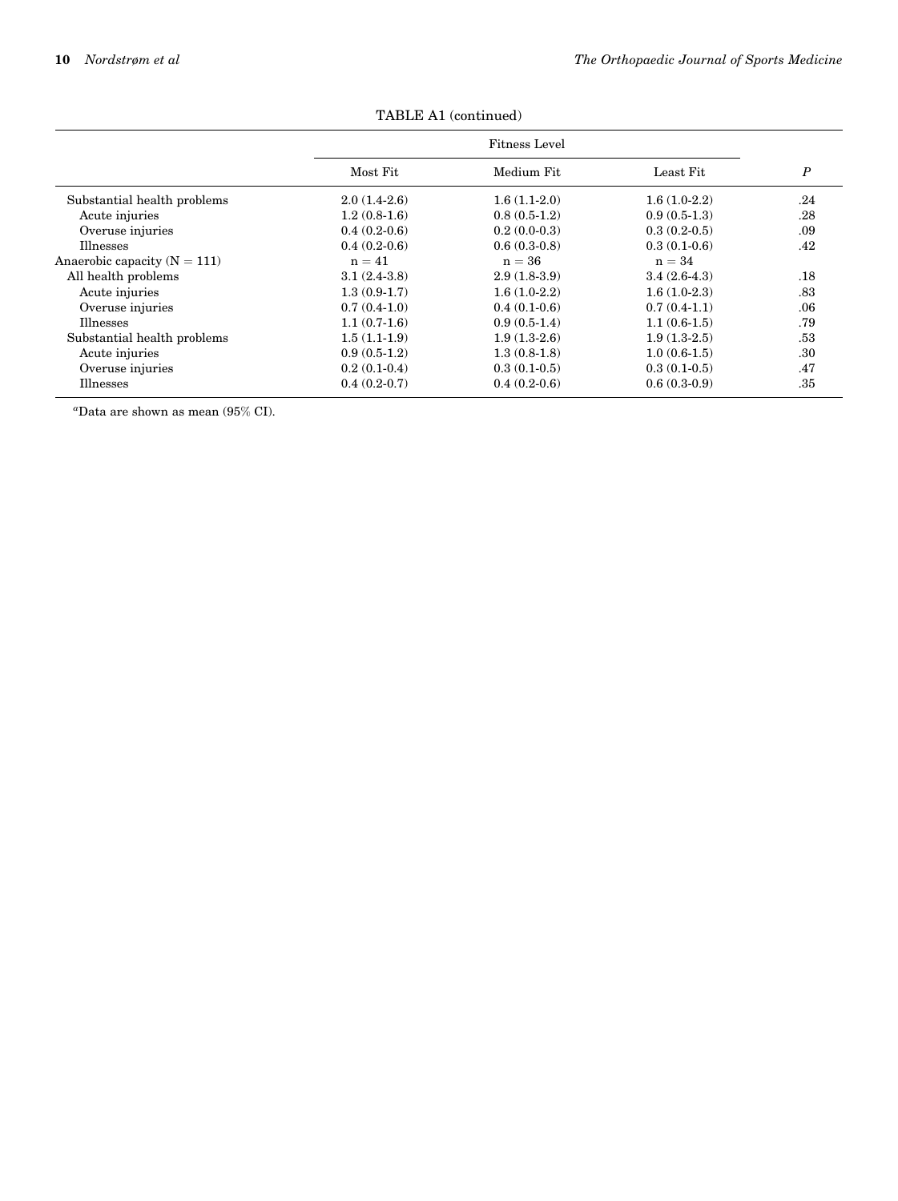TABLE A1 (continued)

| | Fitness Level | | | |
|---|---|---|---|---|
| | Most Fit | Medium Fit | Least Fit | *P* |
| Substantial health problems | 2.0 (1.4-2.6) | 1.6 (1.1-2.0) | 1.6 (1.0-2.2) | .24 |
| Acute injuries | 1.2 (0.8-1.6) | 0.8 (0.5-1.2) | 0.9 (0.5-1.3) | .28 |
| Overuse injuries | 0.4 (0.2-0.6) | 0.2 (0.0-0.3) | 0.3 (0.2-0.5) | .09 |
| Illnesses | 0.4 (0.2-0.6) | 0.6 (0.3-0.8) | 0.3 (0.1-0.6) | .42 |
| Anaerobic capacity (N = 111) | n = 41 | n = 36 | n = 34 | |
| All health problems | 3.1 (2.4-3.8) | 2.9 (1.8-3.9) | 3.4 (2.6-4.3) | .18 |
| Acute injuries | 1.3 (0.9-1.7) | 1.6 (1.0-2.2) | 1.6 (1.0-2.3) | .83 |
| Overuse injuries | 0.7 (0.4-1.0) | 0.4 (0.1-0.6) | 0.7 (0.4-1.1) | .06 |
| Illnesses | 1.1 (0.7-1.6) | 0.9 (0.5-1.4) | 1.1 (0.6-1.5) | .79 |
| Substantial health problems | 1.5 (1.1-1.9) | 1.9 (1.3-2.6) | 1.9 (1.3-2.5) | .53 |
| Acute injuries | 0.9 (0.5-1.2) | 1.3 (0.8-1.8) | 1.0 (0.6-1.5) | .30 |
| Overuse injuries | 0.2 (0.1-0.4) | 0.3 (0.1-0.5) | 0.3 (0.1-0.5) | .47 |
| Illnesses | 0.4 (0.2-0.7) | 0.4 (0.2-0.6) | 0.6 (0.3-0.9) | .35 |

[a]Data are shown as mean (95% CI).